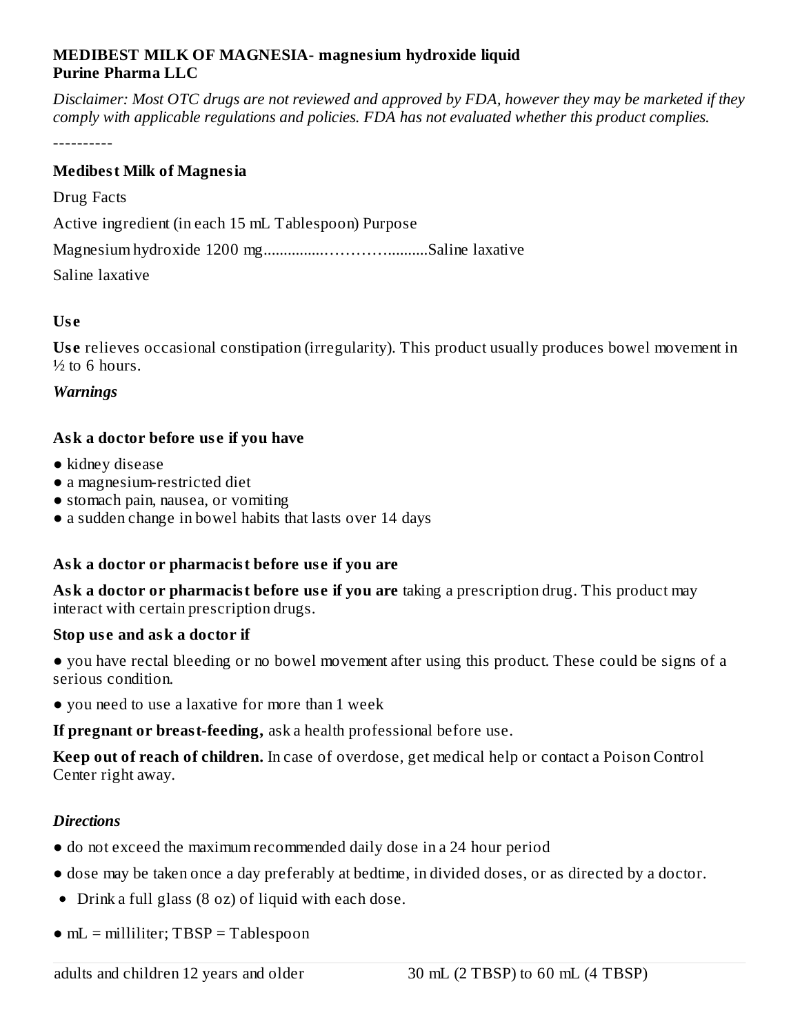**MEDIBEST MILK OF MAGNESIA- magnesium hydroxide liquid**
**Purine Pharma LLC**

*Disclaimer: Most OTC drugs are not reviewed and approved by FDA, however they may be marketed if they comply with applicable regulations and policies. FDA has not evaluated whether this product complies.*

----------

**Medibest Milk of Magnesia**

Drug Facts

Active ingredient (in each 15 mL Tablespoon) Purpose

Magnesium hydroxide 1200 mg...............………..........Saline laxative

Saline laxative

**Use**

**Use** relieves occasional constipation (irregularity). This product usually produces bowel movement in ½ to 6 hours.

***Warnings***

**Ask a doctor before use if you have**

- kidney disease
- a magnesium-restricted diet
- stomach pain, nausea, or vomiting
- a sudden change in bowel habits that lasts over 14 days

**Ask a doctor or pharmacist before use if you are**

**Ask a doctor or pharmacist before use if you are** taking a prescription drug. This product may interact with certain prescription drugs.

**Stop use and ask a doctor if**

- you have rectal bleeding or no bowel movement after using this product. These could be signs of a serious condition.
- you need to use a laxative for more than 1 week

**If pregnant or breast-feeding,** ask a health professional before use.

**Keep out of reach of children.** In case of overdose, get medical help or contact a Poison Control Center right away.

***Directions***

- do not exceed the maximum recommended daily dose in a 24 hour period
- dose may be taken once a day preferably at bedtime, in divided doses, or as directed by a doctor.
- Drink a full glass (8 oz) of liquid with each dose.
- mL = milliliter; TBSP = Tablespoon

| adults and children 12 years and older | 30 mL (2 TBSP) to 60 mL (4 TBSP) |
|---|---|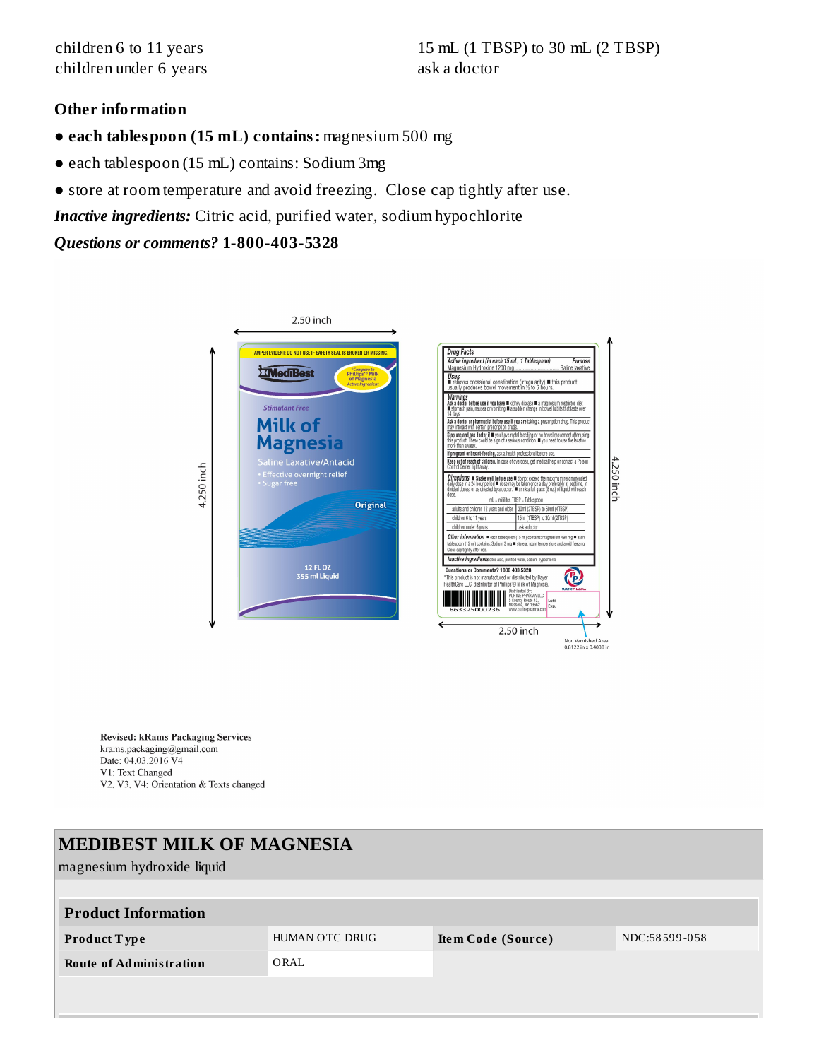| | |
|---|---|
| children 6 to 11 years | 15 mL (1 TBSP) to 30 mL (2 TBSP) |
| children under 6 years | ask a doctor |

## Other information

- **each tablespoon (15 mL) contains:** magnesium 500 mg
- each tablespoon (15 mL) contains: Sodium 3mg
- store at room temperature and avoid freezing. Close cap tightly after use.

***Inactive ingredients:*** Citric acid, purified water, sodium hypochlorite

***Questions or comments?* 1-800-403-5328**

**Revised: kRams Packaging Services**
krams.packaging@gmail.com
Date: 04.03.2016 V4
V1: Text Changed
V2, V3, V4: Orientation & Texts changed

# MEDIBEST MILK OF MAGNESIA

magnesium hydroxide liquid

| Product Information | | | |
|---|---|---|---|
| **Product Type** | HUMAN OTC DRUG | **Item Code (Source)** | NDC:58599-058 |
| **Route of Administration** | ORAL | | |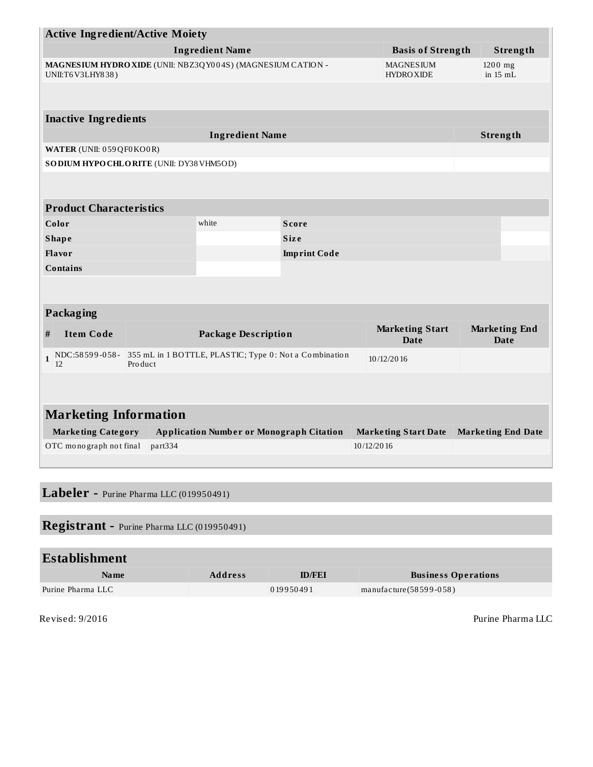## Active Ingredient/Active Moiety

| Ingredient Name | Basis of Strength | Strength |
|---|---|---|
| **MAGNESIUM HYDROXIDE** (UNII: NBZ3QY004S) (MAGNESIUM CATION - UNII:T6V3LHY838) | MAGNESIUM HYDROXIDE | 1200 mg in 15 mL |

## Inactive Ingredients

| Ingredient Name | Strength |
|---|---|
| **WATER** (UNII: 059QF0KO0R) | |
| **SODIUM HYPOCHLORITE** (UNII: DY38VHM5OD) | |

## Product Characteristics

| | | | |
|---|---|---|---|
| **Color** | white | **Score** | |
| **Shape** | | **Size** | |
| **Flavor** | | **Imprint Code** | |
| **Contains** | | | |

## Packaging

| # | Item Code | Package Description | Marketing Start Date | Marketing End Date |
|---|---|---|---|---|
| 1 | NDC:58599-058-12 | 355 mL in 1 BOTTLE, PLASTIC; Type 0: Not a Combination Product | 10/12/2016 | |

## Marketing Information

| Marketing Category | Application Number or Monograph Citation | Marketing Start Date | Marketing End Date |
|---|---|---|---|
| OTC monograph not final | part334 | 10/12/2016 | |

## Labeler - Purine Pharma LLC (019950491)

## Registrant - Purine Pharma LLC (019950491)

## Establishment

| Name | Address | ID/FEI | Business Operations |
|---|---|---|---|
| Purine Pharma LLC | | 019950491 | manufacture(58599-058) |

Revised: 9/2016

Purine Pharma LLC